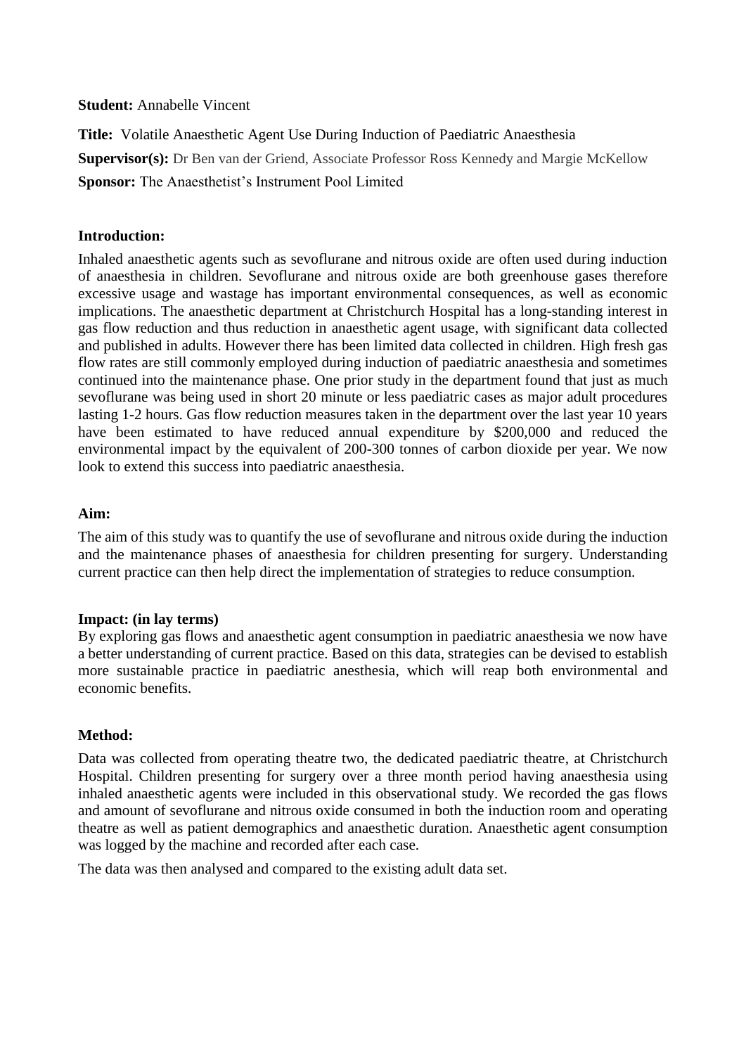**Student:** Annabelle Vincent

**Title:** Volatile Anaesthetic Agent Use During Induction of Paediatric Anaesthesia

**Supervisor(s):** Dr Ben van der Griend, Associate Professor Ross Kennedy and Margie McKellow

**Sponsor:** The Anaesthetist's Instrument Pool Limited

**Introduction:**

Inhaled anaesthetic agents such as sevoflurane and nitrous oxide are often used during induction of anaesthesia in children. Sevoflurane and nitrous oxide are both greenhouse gases therefore excessive usage and wastage has important environmental consequences, as well as economic implications. The anaesthetic department at Christchurch Hospital has a long-standing interest in gas flow reduction and thus reduction in anaesthetic agent usage, with significant data collected and published in adults. However there has been limited data collected in children. High fresh gas flow rates are still commonly employed during induction of paediatric anaesthesia and sometimes continued into the maintenance phase. One prior study in the department found that just as much sevoflurane was being used in short 20 minute or less paediatric cases as major adult procedures lasting 1-2 hours. Gas flow reduction measures taken in the department over the last year 10 years have been estimated to have reduced annual expenditure by $200,000 and reduced the environmental impact by the equivalent of 200-300 tonnes of carbon dioxide per year. We now look to extend this success into paediatric anaesthesia.

**Aim:**

The aim of this study was to quantify the use of sevoflurane and nitrous oxide during the induction and the maintenance phases of anaesthesia for children presenting for surgery. Understanding current practice can then help direct the implementation of strategies to reduce consumption.

**Impact: (in lay terms)**

By exploring gas flows and anaesthetic agent consumption in paediatric anaesthesia we now have a better understanding of current practice. Based on this data, strategies can be devised to establish more sustainable practice in paediatric anesthesia, which will reap both environmental and economic benefits.

**Method:**

Data was collected from operating theatre two, the dedicated paediatric theatre, at Christchurch Hospital. Children presenting for surgery over a three month period having anaesthesia using inhaled anaesthetic agents were included in this observational study. We recorded the gas flows and amount of sevoflurane and nitrous oxide consumed in both the induction room and operating theatre as well as patient demographics and anaesthetic duration. Anaesthetic agent consumption was logged by the machine and recorded after each case.

The data was then analysed and compared to the existing adult data set.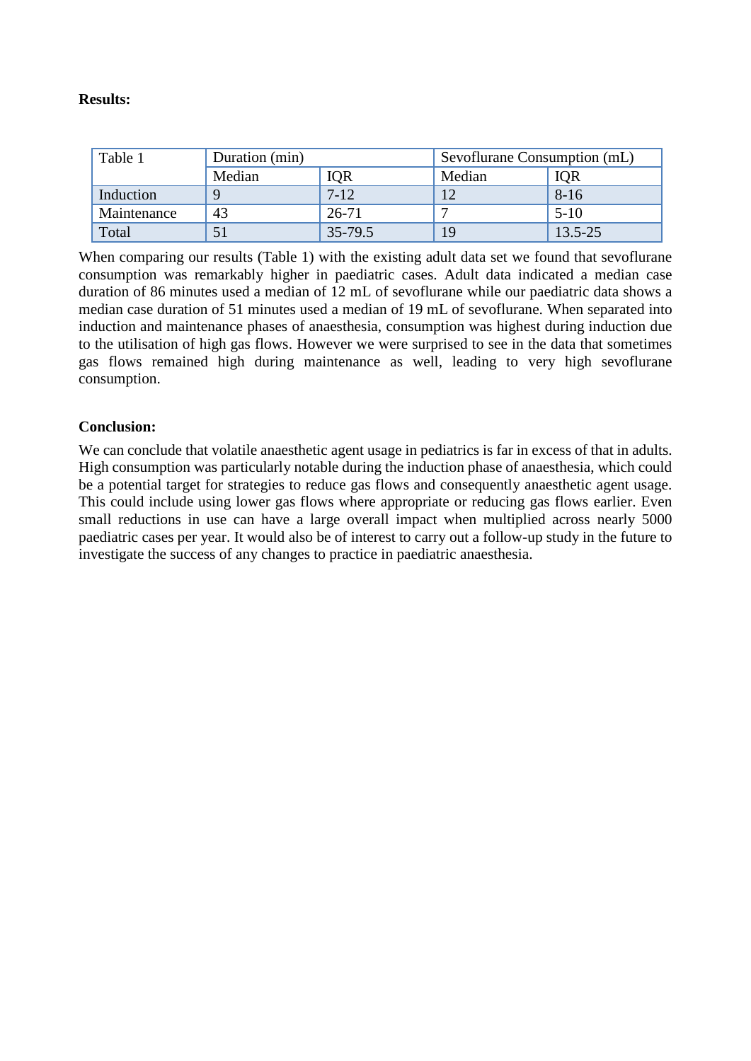**Results:**

| Table 1 | Duration (min) | | Sevoflurane Consumption (mL) | |
|---|---|---|---|---|
| | Median | IQR | Median | IQR |
| Induction | 9 | 7-12 | 12 | 8-16 |
| Maintenance | 43 | 26-71 | 7 | 5-10 |
| Total | 51 | 35-79.5 | 19 | 13.5-25 |

When comparing our results (Table 1) with the existing adult data set we found that sevoflurane consumption was remarkably higher in paediatric cases. Adult data indicated a median case duration of 86 minutes used a median of 12 mL of sevoflurane while our paediatric data shows a median case duration of 51 minutes used a median of 19 mL of sevoflurane. When separated into induction and maintenance phases of anaesthesia, consumption was highest during induction due to the utilisation of high gas flows. However we were surprised to see in the data that sometimes gas flows remained high during maintenance as well, leading to very high sevoflurane consumption.

**Conclusion:**

We can conclude that volatile anaesthetic agent usage in pediatrics is far in excess of that in adults. High consumption was particularly notable during the induction phase of anaesthesia, which could be a potential target for strategies to reduce gas flows and consequently anaesthetic agent usage. This could include using lower gas flows where appropriate or reducing gas flows earlier. Even small reductions in use can have a large overall impact when multiplied across nearly 5000 paediatric cases per year. It would also be of interest to carry out a follow-up study in the future to investigate the success of any changes to practice in paediatric anaesthesia.